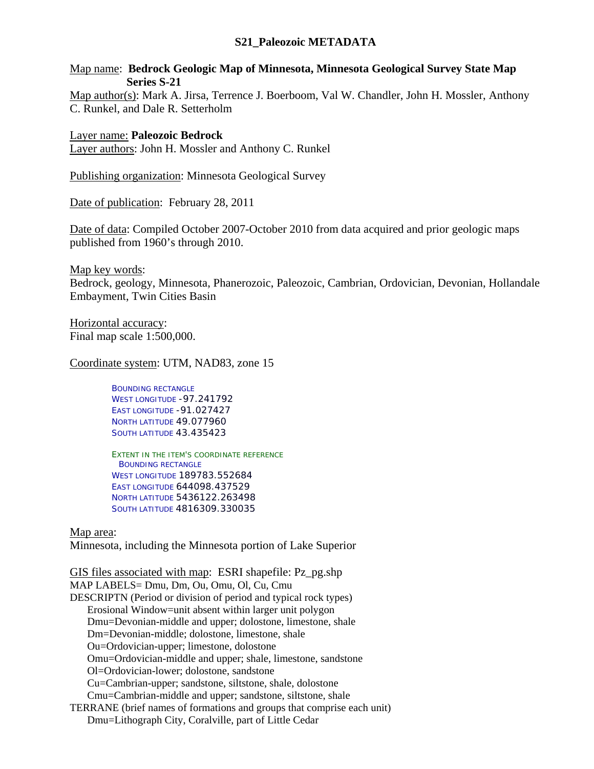# S21_Paleozoic METADATA

Map name: **Bedrock Geologic Map of Minnesota, Minnesota Geological Survey State Map Series S-21**

Map author(s): Mark A. Jirsa, Terrence J. Boerboom, Val W. Chandler, John H. Mossler, Anthony C. Runkel, and Dale R. Setterholm

Layer name: **Paleozoic Bedrock**

Layer authors: John H. Mossler and Anthony C. Runkel

Publishing organization: Minnesota Geological Survey

Date of publication: February 28, 2011

Date of data: Compiled October 2007-October 2010 from data acquired and prior geologic maps published from 1960's through 2010.

Map key words:
Bedrock, geology, Minnesota, Phanerozoic, Paleozoic, Cambrian, Ordovician, Devonian, Hollandale Embayment, Twin Cities Basin

Horizontal accuracy:
Final map scale 1:500,000.

Coordinate system: UTM, NAD83, zone 15

BOUNDING RECTANGLE
WEST LONGITUDE -97.241792
EAST LONGITUDE -91.027427
NORTH LATITUDE 49.077960
SOUTH LATITUDE 43.435423

EXTENT IN THE ITEM'S COORDINATE REFERENCE
BOUNDING RECTANGLE
WEST LONGITUDE 189783.552684
EAST LONGITUDE 644098.437529
NORTH LATITUDE 5436122.263498
SOUTH LATITUDE 4816309.330035

Map area:
Minnesota, including the Minnesota portion of Lake Superior

GIS files associated with map: ESRI shapefile: Pz_pg.shp
MAP LABELS= Dmu, Dm, Ou, Omu, Ol, Cu, Cmu
DESCRIPTN (Period or division of period and typical rock types)
- Erosional Window=unit absent within larger unit polygon
- Dmu=Devonian-middle and upper; dolostone, limestone, shale
- Dm=Devonian-middle; dolostone, limestone, shale
- Ou=Ordovician-upper; limestone, dolostone
- Omu=Ordovician-middle and upper; shale, limestone, sandstone
- Ol=Ordovician-lower; dolostone, sandstone
- Cu=Cambrian-upper; sandstone, siltstone, shale, dolostone
- Cmu=Cambrian-middle and upper; sandstone, siltstone, shale

TERRANE (brief names of formations and groups that comprise each unit)
- Dmu=Lithograph City, Coralville, part of Little Cedar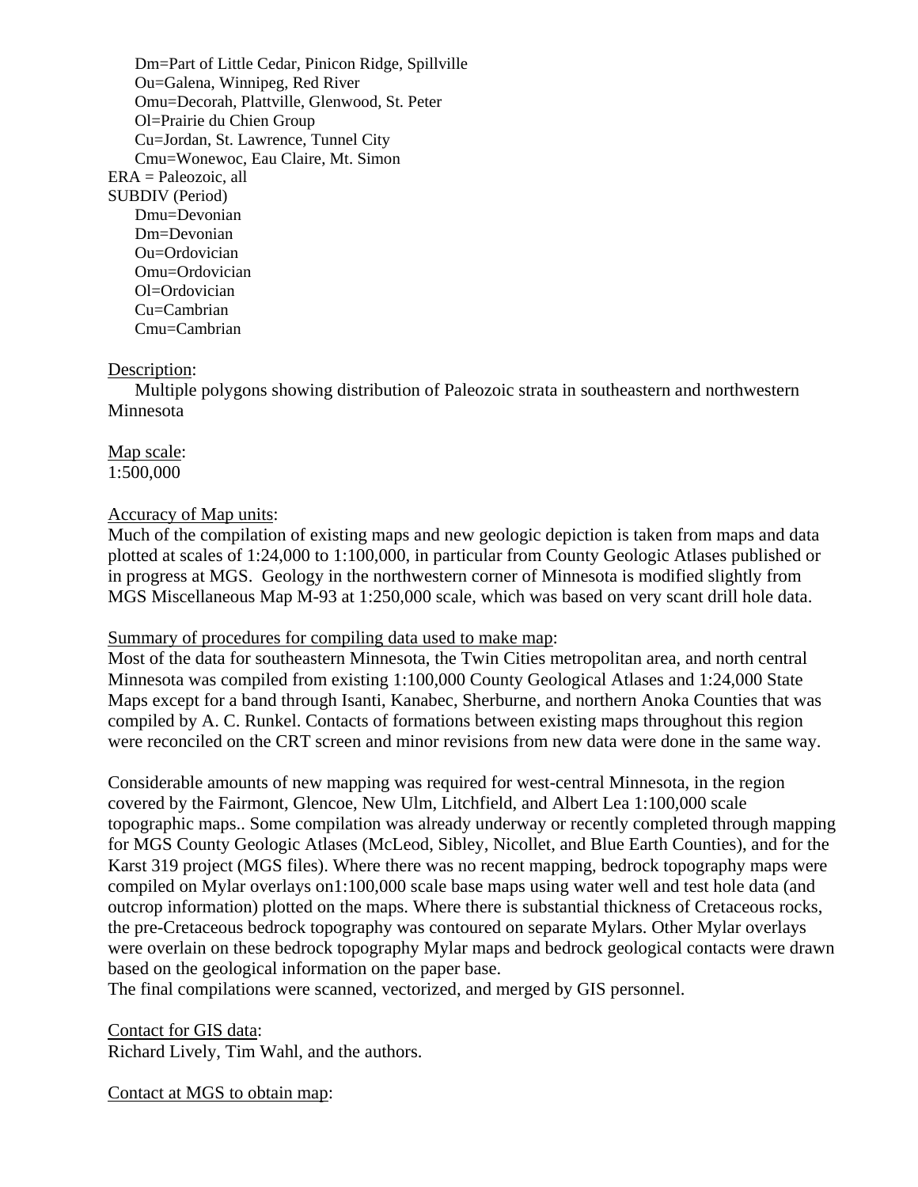Dm=Part of Little Cedar, Pinicon Ridge, Spillville
Ou=Galena, Winnipeg, Red River
Omu=Decorah, Plattville, Glenwood, St. Peter
Ol=Prairie du Chien Group
Cu=Jordan, St. Lawrence, Tunnel City
Cmu=Wonewoc, Eau Claire, Mt. Simon

ERA = Paleozoic, all

SUBDIV (Period)
Dmu=Devonian
Dm=Devonian
Ou=Ordovician
Omu=Ordovician
Ol=Ordovician
Cu=Cambrian
Cmu=Cambrian

Description:
Multiple polygons showing distribution of Paleozoic strata in southeastern and northwestern Minnesota

Map scale:
1:500,000

Accuracy of Map units:
Much of the compilation of existing maps and new geologic depiction is taken from maps and data plotted at scales of 1:24,000 to 1:100,000, in particular from County Geologic Atlases published or in progress at MGS. Geology in the northwestern corner of Minnesota is modified slightly from MGS Miscellaneous Map M-93 at 1:250,000 scale, which was based on very scant drill hole data.

Summary of procedures for compiling data used to make map:
Most of the data for southeastern Minnesota, the Twin Cities metropolitan area, and north central Minnesota was compiled from existing 1:100,000 County Geological Atlases and 1:24,000 State Maps except for a band through Isanti, Kanabec, Sherburne, and northern Anoka Counties that was compiled by A. C. Runkel. Contacts of formations between existing maps throughout this region were reconciled on the CRT screen and minor revisions from new data were done in the same way.

Considerable amounts of new mapping was required for west-central Minnesota, in the region covered by the Fairmont, Glencoe, New Ulm, Litchfield, and Albert Lea 1:100,000 scale topographic maps.. Some compilation was already underway or recently completed through mapping for MGS County Geologic Atlases (McLeod, Sibley, Nicollet, and Blue Earth Counties), and for the Karst 319 project (MGS files). Where there was no recent mapping, bedrock topography maps were compiled on Mylar overlays on1:100,000 scale base maps using water well and test hole data (and outcrop information) plotted on the maps. Where there is substantial thickness of Cretaceous rocks, the pre-Cretaceous bedrock topography was contoured on separate Mylars. Other Mylar overlays were overlain on these bedrock topography Mylar maps and bedrock geological contacts were drawn based on the geological information on the paper base.
The final compilations were scanned, vectorized, and merged by GIS personnel.

Contact for GIS data:
Richard Lively, Tim Wahl, and the authors.

Contact at MGS to obtain map: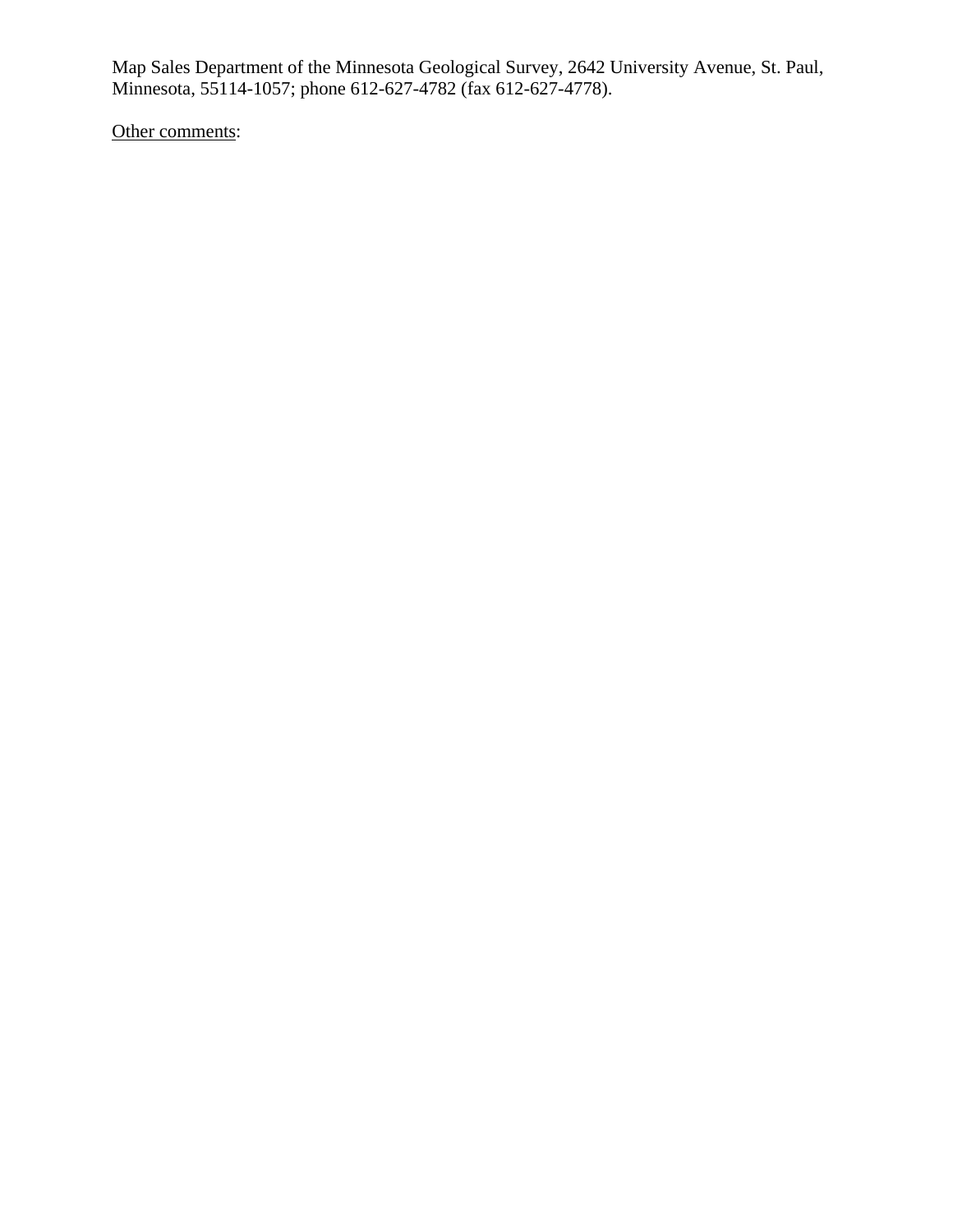Map Sales Department of the Minnesota Geological Survey, 2642 University Avenue, St. Paul, Minnesota, 55114-1057; phone 612-627-4782 (fax 612-627-4778).

Other comments: